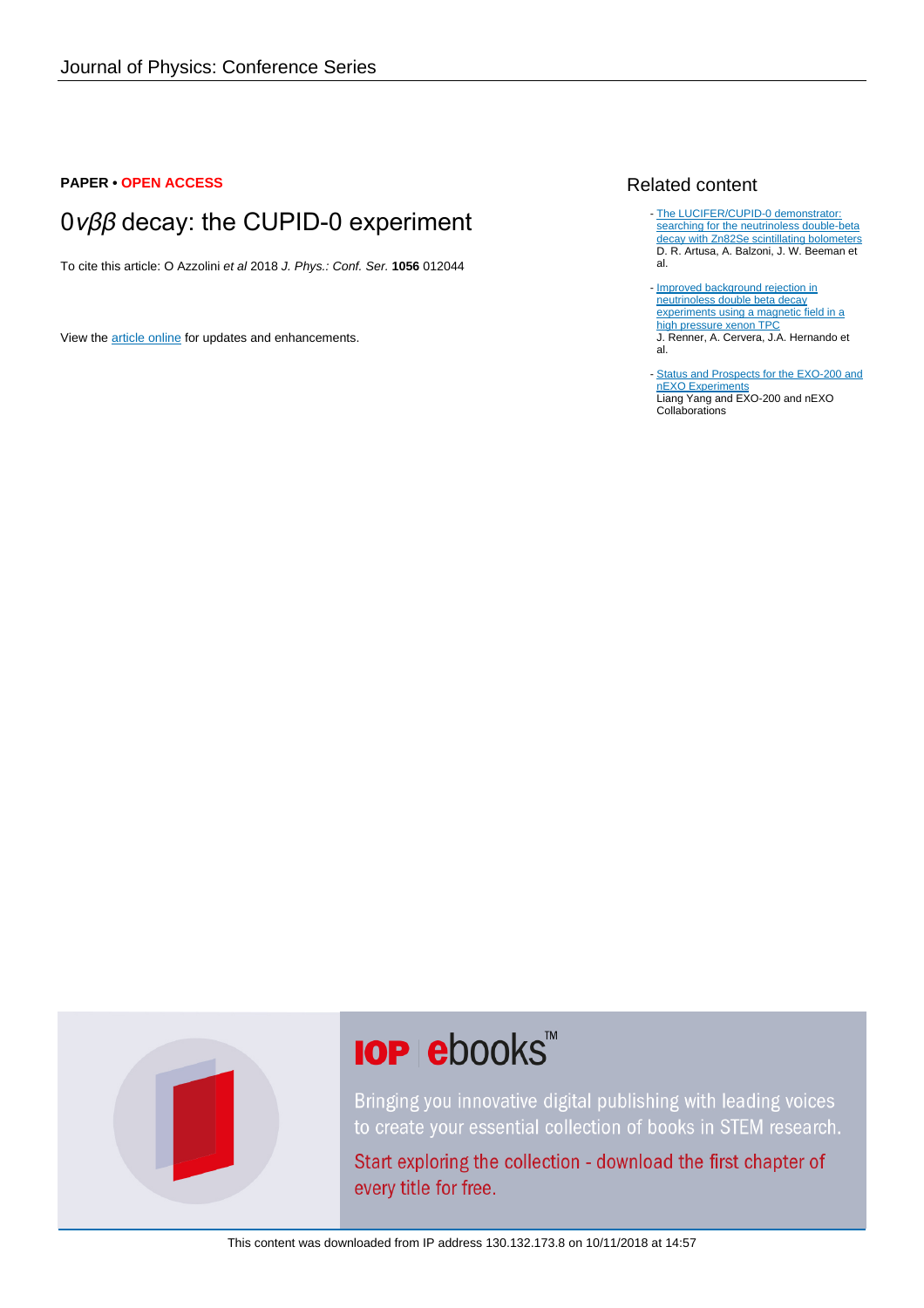**PAPER • OPEN ACCESS**

# $0\nu\beta\beta$ decay: the CUPID-0 experiment

To cite this article: O Azzolini *et al* 2018 *J. Phys.: Conf. Ser.* **1056** 012044

View the article online for updates and enhancements.

## Related content

- The LUCIFER/CUPID-0 demonstrator: searching for the neutrinoless double-beta decay with Zn82Se scintillating bolometers
D. R. Artusa, A. Balzoni, J. W. Beeman et al.

- Improved background rejection in neutrinoless double beta decay experiments using a magnetic field in a high pressure xenon TPC
J. Renner, A. Cervera, J.A. Hernando et al.

- Status and Prospects for the EXO-200 and nEXO Experiments
Liang Yang and EXO-200 and nEXO Collaborations

IOP ebooks™

Bringing you innovative digital publishing with leading voices to create your essential collection of books in STEM research.

Start exploring the collection - download the first chapter of every title for free.

This content was downloaded from IP address 130.132.173.8 on 10/11/2018 at 14:57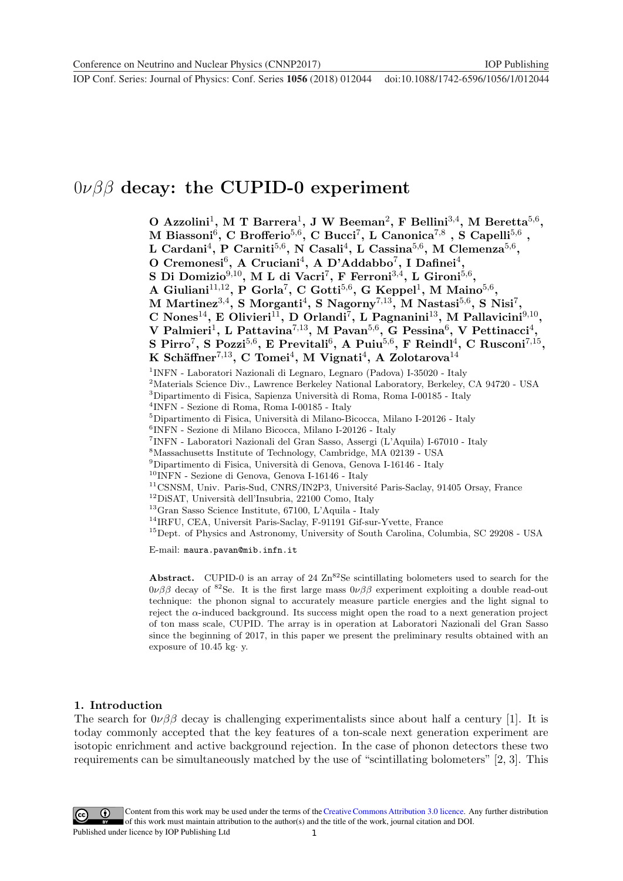# $0\nu\beta\beta$ decay: the CUPID-0 experiment

**O Azzolini[1], M T Barrera[1], J W Beeman[2], F Bellini[3,4], M Beretta[5,6], M Biassoni[6], C Brofferio[5,6], C Bucci[7], L Canonica[7,8], S Capelli[5,6], L Cardani[4], P Carniti[5,6], N Casali[4], L Cassina[5,6], M Clemenza[5,6], O Cremonesi[6], A Cruciani[4], A D'Addabbo[7], I Dafinei[4], S Di Domizio[9,10], M L di Vacri[7], F Ferroni[3,4], L Gironi[5,6], A Giuliani[11,12], P Gorla[7], C Gotti[5,6], G Keppel[1], M Maino[5,6], M Martinez[3,4], S Morganti[4], S Nagorny[7,13], M Nastasi[5,6], S Nisi[7], C Nones[14], E Olivieri[11], D Orlandi[7], L Pagnanini[13], M Pallavicini[9,10], V Palmieri[1], L Pattavina[7,13], M Pavan[5,6], G Pessina[6], V Pettinacci[4], S Pirro[7], S Pozzi[5,6], E Previtali[6], A Puiu[5,6], F Reindl[4], C Rusconi[7,15], K Schäffner[7,13], C Tomei[4], M Vignati[4], A Zolotarova[14]**

[1]INFN - Laboratori Nazionali di Legnaro, Legnaro (Padova) I-35020 - Italy
[2]Materials Science Div., Lawrence Berkeley National Laboratory, Berkeley, CA 94720 - USA
[3]Dipartimento di Fisica, Sapienza Università di Roma, Roma I-00185 - Italy
[4]INFN - Sezione di Roma, Roma I-00185 - Italy
[5]Dipartimento di Fisica, Università di Milano-Bicocca, Milano I-20126 - Italy
[6]INFN - Sezione di Milano Bicocca, Milano I-20126 - Italy
[7]INFN - Laboratori Nazionali del Gran Sasso, Assergi (L'Aquila) I-67010 - Italy
[8]Massachusetts Institute of Technology, Cambridge, MA 02139 - USA
[9]Dipartimento di Fisica, Università di Genova, Genova I-16146 - Italy
[10]INFN - Sezione di Genova, Genova I-16146 - Italy
[11]CSNSM, Univ. Paris-Sud, CNRS/IN2P3, Université Paris-Saclay, 91405 Orsay, France
[12]DiSAT, Università dell'Insubria, 22100 Como, Italy
[13]Gran Sasso Science Institute, 67100, L'Aquila - Italy
[14]IRFU, CEA, Universit Paris-Saclay, F-91191 Gif-sur-Yvette, France
[15]Dept. of Physics and Astronomy, University of South Carolina, Columbia, SC 29208 - USA

E-mail: maura.pavan@mib.infn.it

**Abstract.** CUPID-0 is an array of 24 $Zn^{82}Se$ scintillating bolometers used to search for the $0\nu\beta\beta$ decay of $^{82}Se$. It is the first large mass $0\nu\beta\beta$ experiment exploiting a double read-out technique: the phonon signal to accurately measure particle energies and the light signal to reject the $\alpha$-induced background. Its success might open the road to a next generation project of ton mass scale, CUPID. The array is in operation at Laboratori Nazionali del Gran Sasso since the beginning of 2017, in this paper we present the preliminary results obtained with an exposure of 10.45 kg· y.

## 1. Introduction

The search for $0\nu\beta\beta$ decay is challenging experimentalists since about half a century [1]. It is today commonly accepted that the key features of a ton-scale next generation experiment are isotopic enrichment and active background rejection. In the case of phonon detectors these two requirements can be simultaneously matched by the use of "scintillating bolometers" [2, 3]. This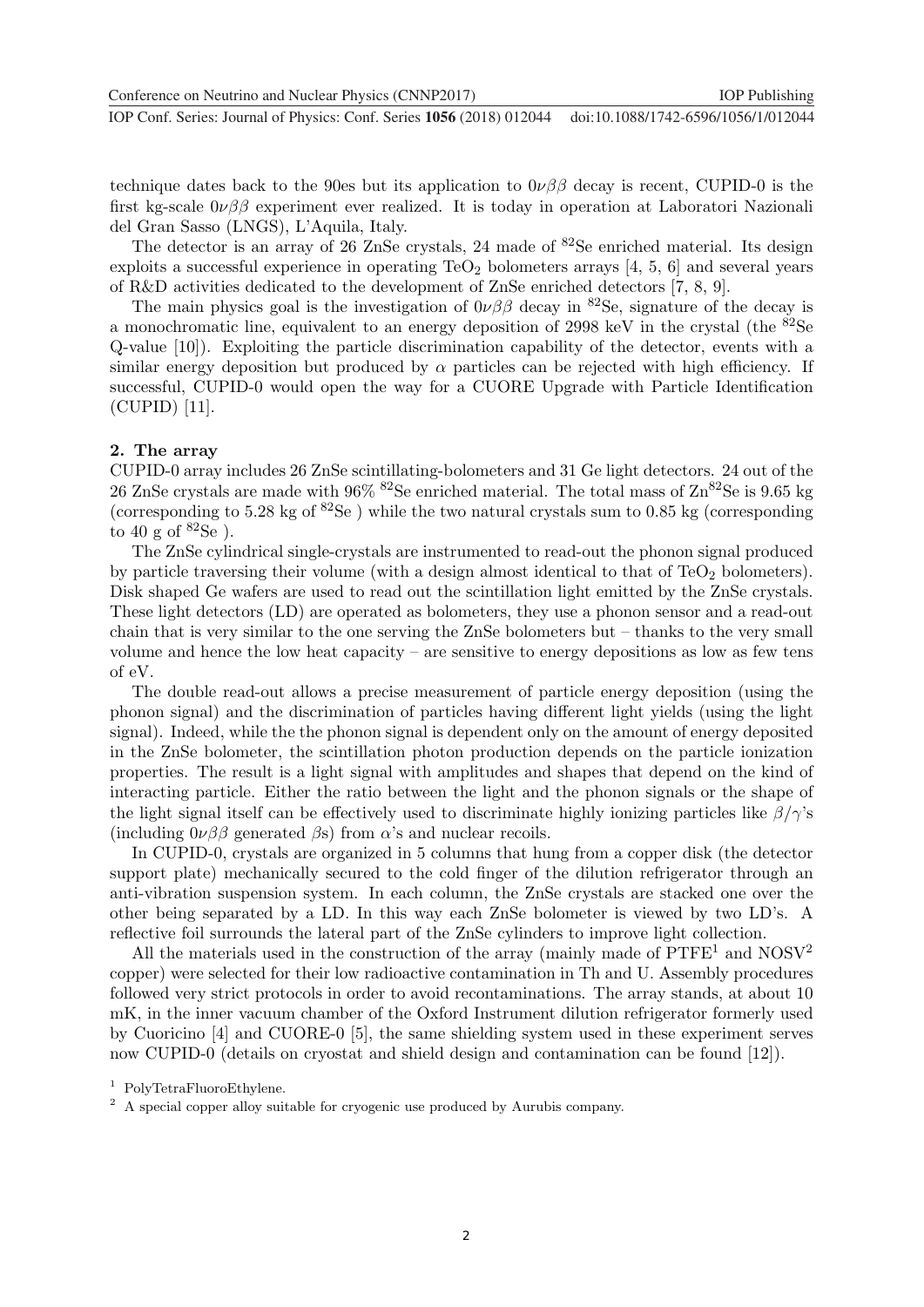technique dates back to the 90es but its application to $0\nu\beta\beta$ decay is recent, CUPID-0 is the first kg-scale $0\nu\beta\beta$ experiment ever realized. It is today in operation at Laboratori Nazionali del Gran Sasso (LNGS), L'Aquila, Italy.

The detector is an array of 26 ZnSe crystals, 24 made of $^{82}$Se enriched material. Its design exploits a successful experience in operating $TeO_2$ bolometers arrays [4, 5, 6] and several years of R&D activities dedicated to the development of ZnSe enriched detectors [7, 8, 9].

The main physics goal is the investigation of $0\nu\beta\beta$ decay in $^{82}$Se, signature of the decay is a monochromatic line, equivalent to an energy deposition of 2998 keV in the crystal (the $^{82}$Se Q-value [10]). Exploiting the particle discrimination capability of the detector, events with a similar energy deposition but produced by $\alpha$ particles can be rejected with high efficiency. If successful, CUPID-0 would open the way for a CUORE Upgrade with Particle Identification (CUPID) [11].

## 2. The array

CUPID-0 array includes 26 ZnSe scintillating-bolometers and 31 Ge light detectors. 24 out of the 26 ZnSe crystals are made with 96% $^{82}$Se enriched material. The total mass of Zn$^{82}$Se is 9.65 kg (corresponding to 5.28 kg of $^{82}$Se ) while the two natural crystals sum to 0.85 kg (corresponding to 40 g of $^{82}$Se ).

The ZnSe cylindrical single-crystals are instrumented to read-out the phonon signal produced by particle traversing their volume (with a design almost identical to that of $TeO_2$ bolometers). Disk shaped Ge wafers are used to read out the scintillation light emitted by the ZnSe crystals. These light detectors (LD) are operated as bolometers, they use a phonon sensor and a read-out chain that is very similar to the one serving the ZnSe bolometers but – thanks to the very small volume and hence the low heat capacity – are sensitive to energy depositions as low as few tens of eV.

The double read-out allows a precise measurement of particle energy deposition (using the phonon signal) and the discrimination of particles having different light yields (using the light signal). Indeed, while the the phonon signal is dependent only on the amount of energy deposited in the ZnSe bolometer, the scintillation photon production depends on the particle ionization properties. The result is a light signal with amplitudes and shapes that depend on the kind of interacting particle. Either the ratio between the light and the phonon signals or the shape of the light signal itself can be effectively used to discriminate highly ionizing particles like $\beta/\gamma$'s (including $0\nu\beta\beta$ generated $\beta$s) from $\alpha$'s and nuclear recoils.

In CUPID-0, crystals are organized in 5 columns that hung from a copper disk (the detector support plate) mechanically secured to the cold finger of the dilution refrigerator through an anti-vibration suspension system. In each column, the ZnSe crystals are stacked one over the other being separated by a LD. In this way each ZnSe bolometer is viewed by two LD's. A reflective foil surrounds the lateral part of the ZnSe cylinders to improve light collection.

All the materials used in the construction of the array (mainly made of PTFE[1] and NOSV[2] copper) were selected for their low radioactive contamination in Th and U. Assembly procedures followed very strict protocols in order to avoid recontaminations. The array stands, at about 10 mK, in the inner vacuum chamber of the Oxford Instrument dilution refrigerator formerly used by Cuoricino [4] and CUORE-0 [5], the same shielding system used in these experiment serves now CUPID-0 (details on cryostat and shield design and contamination can be found [12]).

[1] PolyTetraFluoroEthylene.

[2] A special copper alloy suitable for cryogenic use produced by Aurubis company.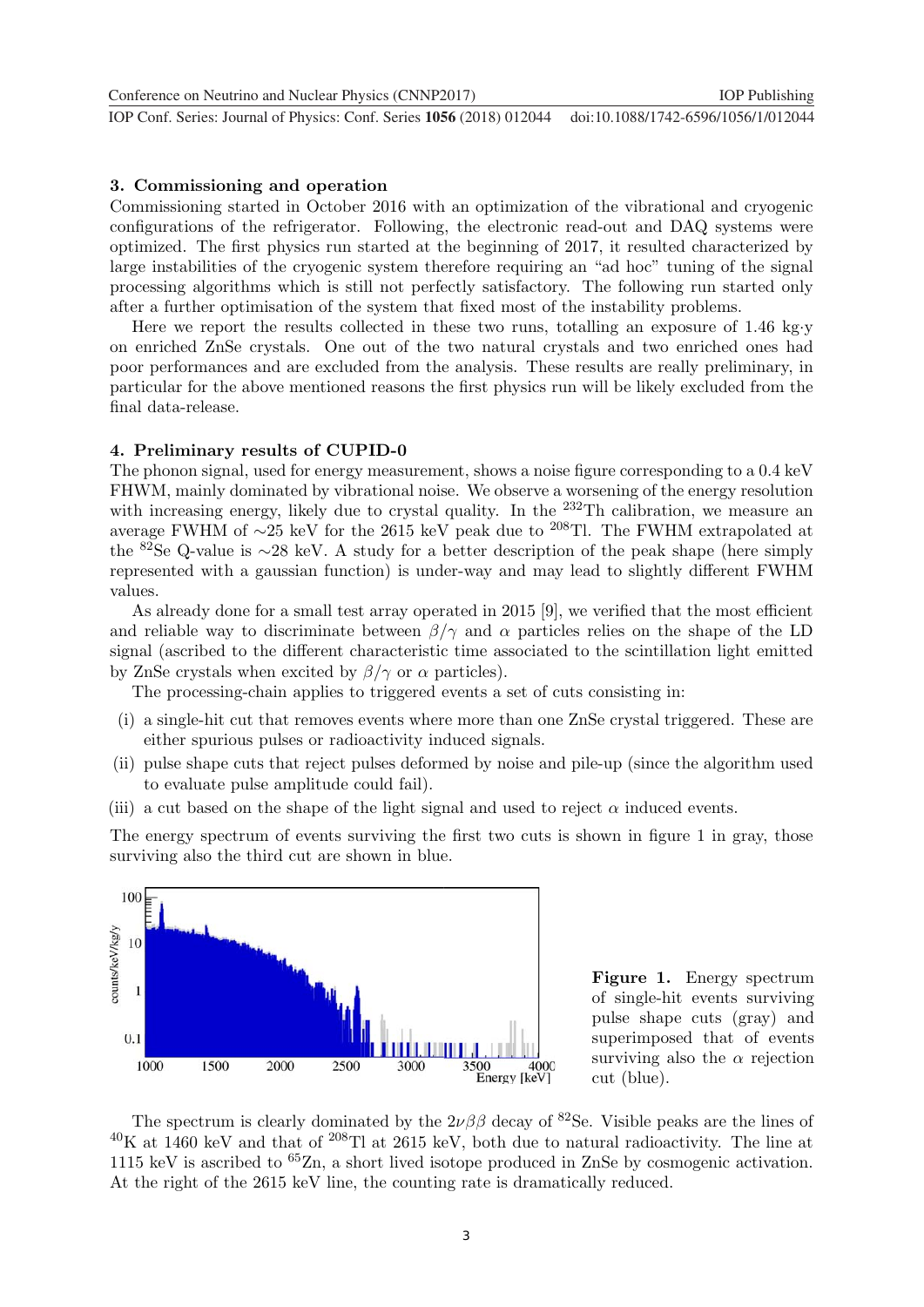## 3. Commissioning and operation

Commissioning started in October 2016 with an optimization of the vibrational and cryogenic configurations of the refrigerator. Following, the electronic read-out and DAQ systems were optimized. The first physics run started at the beginning of 2017, it resulted characterized by large instabilities of the cryogenic system therefore requiring an "ad hoc" tuning of the signal processing algorithms which is still not perfectly satisfactory. The following run started only after a further optimisation of the system that fixed most of the instability problems.

Here we report the results collected in these two runs, totalling an exposure of 1.46 kg·y on enriched ZnSe crystals. One out of the two natural crystals and two enriched ones had poor performances and are excluded from the analysis. These results are really preliminary, in particular for the above mentioned reasons the first physics run will be likely excluded from the final data-release.

## 4. Preliminary results of CUPID-0

The phonon signal, used for energy measurement, shows a noise figure corresponding to a 0.4 keV FHWM, mainly dominated by vibrational noise. We observe a worsening of the energy resolution with increasing energy, likely due to crystal quality. In the $^{232}$Th calibration, we measure an average FWHM of ∼25 keV for the 2615 keV peak due to $^{208}$Tl. The FWHM extrapolated at the $^{82}$Se Q-value is ∼28 keV. A study for a better description of the peak shape (here simply represented with a gaussian function) is under-way and may lead to slightly different FWHM values.

As already done for a small test array operated in 2015 [9], we verified that the most efficient and reliable way to discriminate between $\beta/\gamma$ and $\alpha$ particles relies on the shape of the LD signal (ascribed to the different characteristic time associated to the scintillation light emitted by ZnSe crystals when excited by $\beta/\gamma$ or $\alpha$ particles).

The processing-chain applies to triggered events a set of cuts consisting in:

- (i) a single-hit cut that removes events where more than one ZnSe crystal triggered. These are either spurious pulses or radioactivity induced signals.
- (ii) pulse shape cuts that reject pulses deformed by noise and pile-up (since the algorithm used to evaluate pulse amplitude could fail).
- (iii) a cut based on the shape of the light signal and used to reject $\alpha$ induced events.

The energy spectrum of events surviving the first two cuts is shown in figure 1 in gray, those surviving also the third cut are shown in blue.

**Figure 1.** Energy spectrum of single-hit events surviving pulse shape cuts (gray) and superimposed that of events surviving also the $\alpha$ rejection cut (blue).

The spectrum is clearly dominated by the $2\nu\beta\beta$ decay of $^{82}$Se. Visible peaks are the lines of $^{40}$K at 1460 keV and that of $^{208}$Tl at 2615 keV, both due to natural radioactivity. The line at 1115 keV is ascribed to $^{65}$Zn, a short lived isotope produced in ZnSe by cosmogenic activation. At the right of the 2615 keV line, the counting rate is dramatically reduced.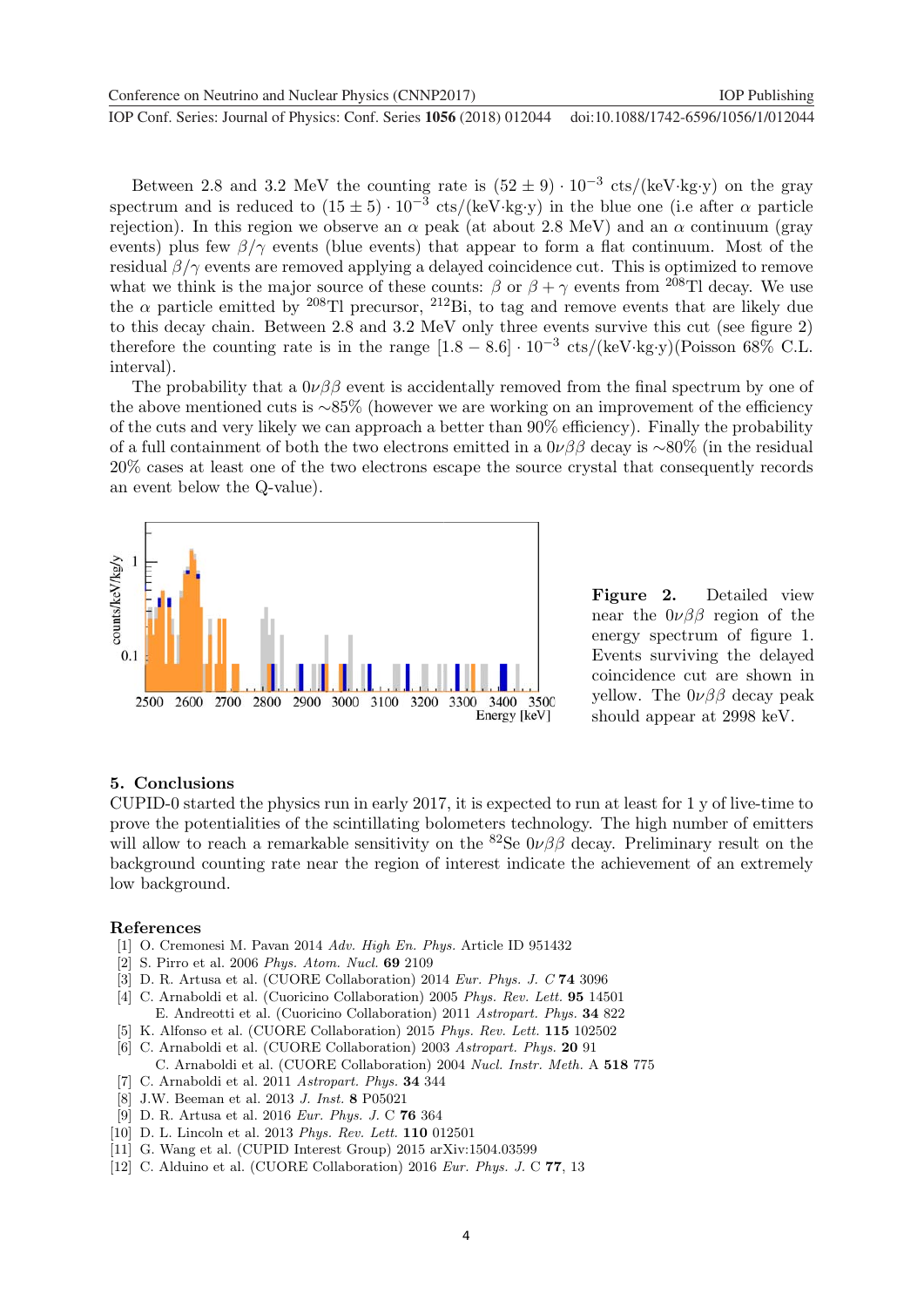Between 2.8 and 3.2 MeV the counting rate is $(52 \pm 9) \cdot 10^{-3}$ cts/(keV·kg·y) on the gray spectrum and is reduced to $(15 \pm 5) \cdot 10^{-3}$ cts/(keV·kg·y) in the blue one (i.e after $\alpha$ particle rejection). In this region we observe an $\alpha$ peak (at about 2.8 MeV) and an $\alpha$ continuum (gray events) plus few $\beta/\gamma$ events (blue events) that appear to form a flat continuum. Most of the residual $\beta/\gamma$ events are removed applying a delayed coincidence cut. This is optimized to remove what we think is the major source of these counts: $\beta$ or $\beta + \gamma$ events from $^{208}$Tl decay. We use the $\alpha$ particle emitted by $^{208}$Tl precursor, $^{212}$Bi, to tag and remove events that are likely due to this decay chain. Between 2.8 and 3.2 MeV only three events survive this cut (see figure 2) therefore the counting rate is in the range $[1.8 - 8.6] \cdot 10^{-3}$ cts/(keV·kg·y)(Poisson 68% C.L. interval).

The probability that a $0\nu\beta\beta$ event is accidentally removed from the final spectrum by one of the above mentioned cuts is ∼85% (however we are working on an improvement of the efficiency of the cuts and very likely we can approach a better than 90% efficiency). Finally the probability of a full containment of both the two electrons emitted in a $0\nu\beta\beta$ decay is ∼80% (in the residual 20% cases at least one of the two electrons escape the source crystal that consequently records an event below the Q-value).

counts/keV/kg/y
1
0.1
2500 2600 2700 2800 2900 3000 3100 3200 3300 3400 3500
Energy [keV]

**Figure 2.** Detailed view near the $0\nu\beta\beta$ region of the energy spectrum of figure 1. Events surviving the delayed coincidence cut are shown in yellow. The $0\nu\beta\beta$ decay peak should appear at 2998 keV.

## 5. Conclusions

CUPID-0 started the physics run in early 2017, it is expected to run at least for 1 y of live-time to prove the potentialities of the scintillating bolometers technology. The high number of emitters will allow to reach a remarkable sensitivity on the $^{82}$Se $0\nu\beta\beta$ decay. Preliminary result on the background counting rate near the region of interest indicate the achievement of an extremely low background.

## References

[1] O. Cremonesi M. Pavan 2014 *Adv. High En. Phys.* Article ID 951432
[2] S. Pirro et al. 2006 *Phys. Atom. Nucl.* **69** 2109
[3] D. R. Artusa et al. (CUORE Collaboration) 2014 *Eur. Phys. J. C* **74** 3096
[4] C. Arnaboldi et al. (Cuoricino Collaboration) 2005 *Phys. Rev. Lett.* **95** 14501
E. Andreotti et al. (Cuoricino Collaboration) 2011 *Astropart. Phys.* **34** 822
[5] K. Alfonso et al. (CUORE Collaboration) 2015 *Phys. Rev. Lett.* **115** 102502
[6] C. Arnaboldi et al. (CUORE Collaboration) 2003 *Astropart. Phys.* **20** 91
C. Arnaboldi et al. (CUORE Collaboration) 2004 *Nucl. Instr. Meth.* A **518** 775
[7] C. Arnaboldi et al. 2011 *Astropart. Phys.* **34** 344
[8] J.W. Beeman et al. 2013 *J. Inst.* **8** P05021
[9] D. R. Artusa et al. 2016 *Eur. Phys. J.* C **76** 364
[10] D. L. Lincoln et al. 2013 *Phys. Rev. Lett.* **110** 012501
[11] G. Wang et al. (CUPID Interest Group) 2015 arXiv:1504.03599
[12] C. Alduino et al. (CUORE Collaboration) 2016 *Eur. Phys. J.* C **77**, 13